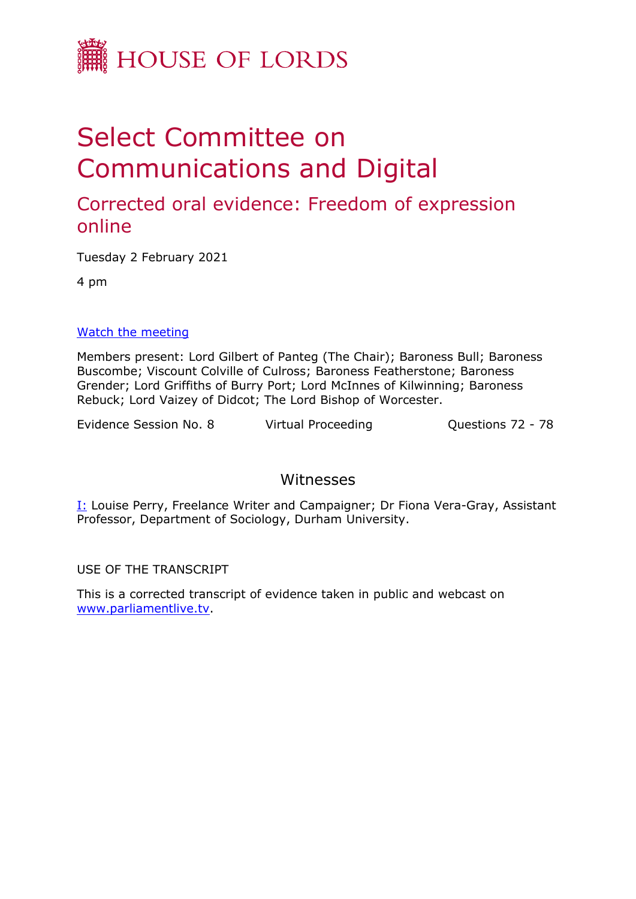HOUSE OF LORDS

# Select Committee on Communications and Digital

## Corrected oral evidence: Freedom of expression online

Tuesday 2 February 2021

4 pm

[Watch the meeting](https://parliamentlive.tv)

Members present: Lord Gilbert of Panteg (The Chair); Baroness Bull; Baroness Buscombe; Viscount Colville of Culross; Baroness Featherstone; Baroness Grender; Lord Griffiths of Burry Port; Lord McInnes of Kilwinning; Baroness Rebuck; Lord Vaizey of Didcot; The Lord Bishop of Worcester.

Evidence Session No. 8 Virtual Proceeding Questions 72 - 78

### Witnesses

I: Louise Perry, Freelance Writer and Campaigner; Dr Fiona Vera-Gray, Assistant Professor, Department of Sociology, Durham University.

USE OF THE TRANSCRIPT

This is a corrected transcript of evidence taken in public and webcast on www.parliamentlive.tv.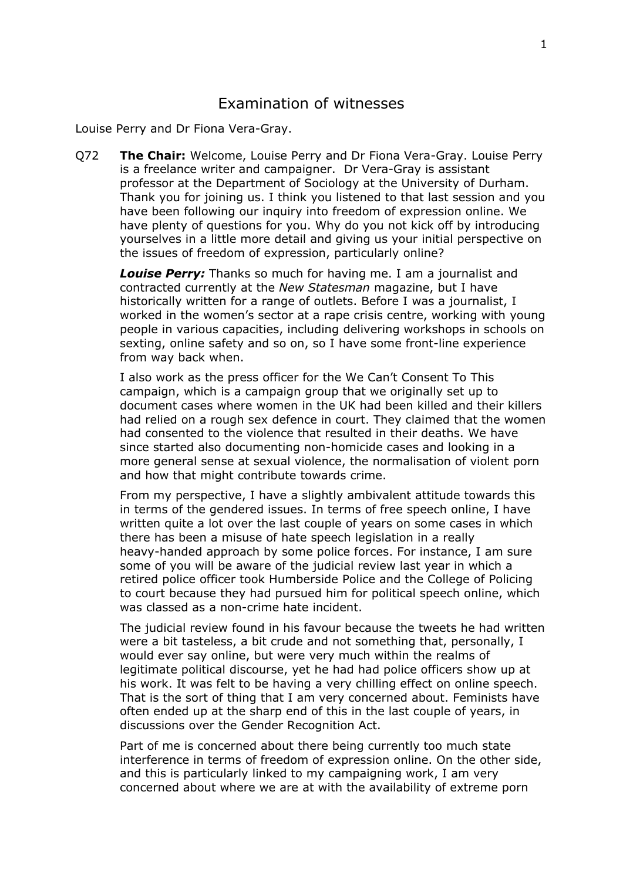# Examination of witnesses

Louise Perry and Dr Fiona Vera-Gray.

Q72 **The Chair:** Welcome, Louise Perry and Dr Fiona Vera-Gray. Louise Perry is a freelance writer and campaigner. Dr Vera-Gray is assistant professor at the Department of Sociology at the University of Durham. Thank you for joining us. I think you listened to that last session and you have been following our inquiry into freedom of expression online. We have plenty of questions for you. Why do you not kick off by introducing yourselves in a little more detail and giving us your initial perspective on the issues of freedom of expression, particularly online?

***Louise Perry:*** Thanks so much for having me. I am a journalist and contracted currently at the *New Statesman* magazine, but I have historically written for a range of outlets. Before I was a journalist, I worked in the women's sector at a rape crisis centre, working with young people in various capacities, including delivering workshops in schools on sexting, online safety and so on, so I have some front-line experience from way back when.

I also work as the press officer for the We Can't Consent To This campaign, which is a campaign group that we originally set up to document cases where women in the UK had been killed and their killers had relied on a rough sex defence in court. They claimed that the women had consented to the violence that resulted in their deaths. We have since started also documenting non-homicide cases and looking in a more general sense at sexual violence, the normalisation of violent porn and how that might contribute towards crime.

From my perspective, I have a slightly ambivalent attitude towards this in terms of the gendered issues. In terms of free speech online, I have written quite a lot over the last couple of years on some cases in which there has been a misuse of hate speech legislation in a really heavy-handed approach by some police forces. For instance, I am sure some of you will be aware of the judicial review last year in which a retired police officer took Humberside Police and the College of Policing to court because they had pursued him for political speech online, which was classed as a non-crime hate incident.

The judicial review found in his favour because the tweets he had written were a bit tasteless, a bit crude and not something that, personally, I would ever say online, but were very much within the realms of legitimate political discourse, yet he had had police officers show up at his work. It was felt to be having a very chilling effect on online speech. That is the sort of thing that I am very concerned about. Feminists have often ended up at the sharp end of this in the last couple of years, in discussions over the Gender Recognition Act.

Part of me is concerned about there being currently too much state interference in terms of freedom of expression online. On the other side, and this is particularly linked to my campaigning work, I am very concerned about where we are at with the availability of extreme porn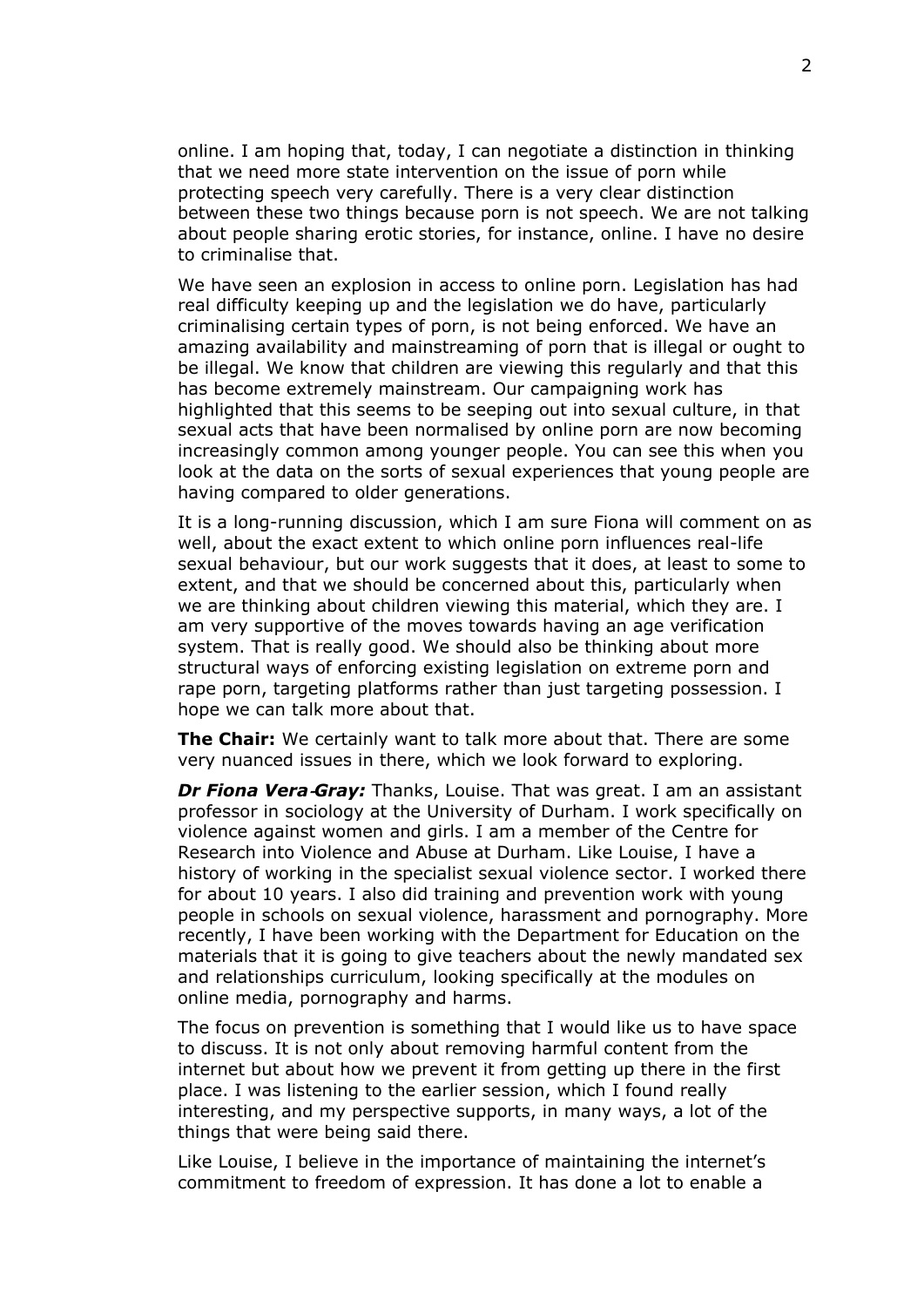online. I am hoping that, today, I can negotiate a distinction in thinking that we need more state intervention on the issue of porn while protecting speech very carefully. There is a very clear distinction between these two things because porn is not speech. We are not talking about people sharing erotic stories, for instance, online. I have no desire to criminalise that.

We have seen an explosion in access to online porn. Legislation has had real difficulty keeping up and the legislation we do have, particularly criminalising certain types of porn, is not being enforced. We have an amazing availability and mainstreaming of porn that is illegal or ought to be illegal. We know that children are viewing this regularly and that this has become extremely mainstream. Our campaigning work has highlighted that this seems to be seeping out into sexual culture, in that sexual acts that have been normalised by online porn are now becoming increasingly common among younger people. You can see this when you look at the data on the sorts of sexual experiences that young people are having compared to older generations.

It is a long-running discussion, which I am sure Fiona will comment on as well, about the exact extent to which online porn influences real-life sexual behaviour, but our work suggests that it does, at least to some to extent, and that we should be concerned about this, particularly when we are thinking about children viewing this material, which they are. I am very supportive of the moves towards having an age verification system. That is really good. We should also be thinking about more structural ways of enforcing existing legislation on extreme porn and rape porn, targeting platforms rather than just targeting possession. I hope we can talk more about that.

**The Chair:** We certainly want to talk more about that. There are some very nuanced issues in there, which we look forward to exploring.

***Dr Fiona Vera-Gray:*** Thanks, Louise. That was great. I am an assistant professor in sociology at the University of Durham. I work specifically on violence against women and girls. I am a member of the Centre for Research into Violence and Abuse at Durham. Like Louise, I have a history of working in the specialist sexual violence sector. I worked there for about 10 years. I also did training and prevention work with young people in schools on sexual violence, harassment and pornography. More recently, I have been working with the Department for Education on the materials that it is going to give teachers about the newly mandated sex and relationships curriculum, looking specifically at the modules on online media, pornography and harms.

The focus on prevention is something that I would like us to have space to discuss. It is not only about removing harmful content from the internet but about how we prevent it from getting up there in the first place. I was listening to the earlier session, which I found really interesting, and my perspective supports, in many ways, a lot of the things that were being said there.

Like Louise, I believe in the importance of maintaining the internet's commitment to freedom of expression. It has done a lot to enable a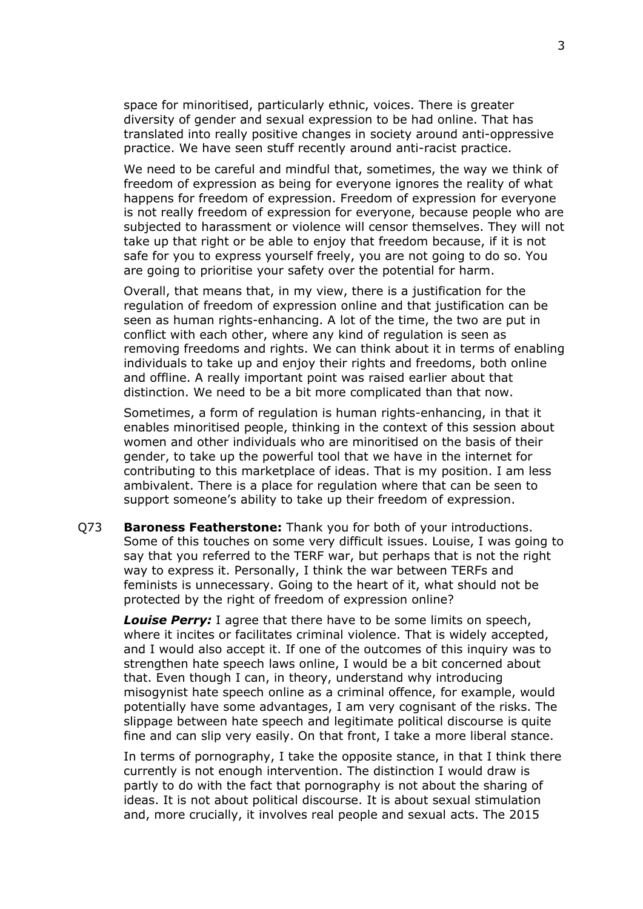space for minoritised, particularly ethnic, voices. There is greater diversity of gender and sexual expression to be had online. That has translated into really positive changes in society around anti-oppressive practice. We have seen stuff recently around anti-racist practice.

We need to be careful and mindful that, sometimes, the way we think of freedom of expression as being for everyone ignores the reality of what happens for freedom of expression. Freedom of expression for everyone is not really freedom of expression for everyone, because people who are subjected to harassment or violence will censor themselves. They will not take up that right or be able to enjoy that freedom because, if it is not safe for you to express yourself freely, you are not going to do so. You are going to prioritise your safety over the potential for harm.

Overall, that means that, in my view, there is a justification for the regulation of freedom of expression online and that justification can be seen as human rights-enhancing. A lot of the time, the two are put in conflict with each other, where any kind of regulation is seen as removing freedoms and rights. We can think about it in terms of enabling individuals to take up and enjoy their rights and freedoms, both online and offline. A really important point was raised earlier about that distinction. We need to be a bit more complicated than that now.

Sometimes, a form of regulation is human rights-enhancing, in that it enables minoritised people, thinking in the context of this session about women and other individuals who are minoritised on the basis of their gender, to take up the powerful tool that we have in the internet for contributing to this marketplace of ideas. That is my position. I am less ambivalent. There is a place for regulation where that can be seen to support someone's ability to take up their freedom of expression.

Q73 **Baroness Featherstone:** Thank you for both of your introductions. Some of this touches on some very difficult issues. Louise, I was going to say that you referred to the TERF war, but perhaps that is not the right way to express it. Personally, I think the war between TERFs and feminists is unnecessary. Going to the heart of it, what should not be protected by the right of freedom of expression online?

***Louise Perry:*** I agree that there have to be some limits on speech, where it incites or facilitates criminal violence. That is widely accepted, and I would also accept it. If one of the outcomes of this inquiry was to strengthen hate speech laws online, I would be a bit concerned about that. Even though I can, in theory, understand why introducing misogynist hate speech online as a criminal offence, for example, would potentially have some advantages, I am very cognisant of the risks. The slippage between hate speech and legitimate political discourse is quite fine and can slip very easily. On that front, I take a more liberal stance.

In terms of pornography, I take the opposite stance, in that I think there currently is not enough intervention. The distinction I would draw is partly to do with the fact that pornography is not about the sharing of ideas. It is not about political discourse. It is about sexual stimulation and, more crucially, it involves real people and sexual acts. The 2015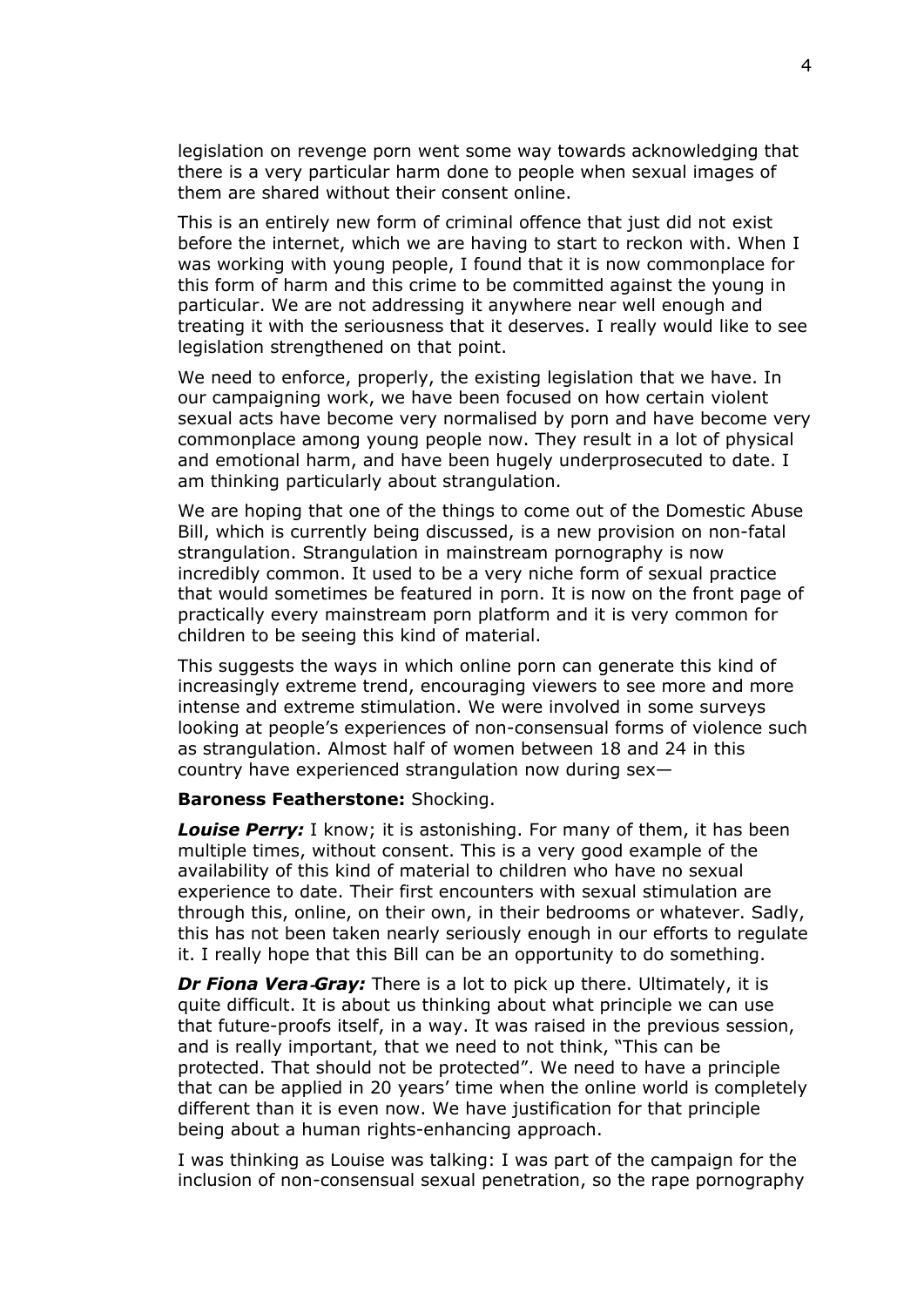legislation on revenge porn went some way towards acknowledging that there is a very particular harm done to people when sexual images of them are shared without their consent online.

This is an entirely new form of criminal offence that just did not exist before the internet, which we are having to start to reckon with. When I was working with young people, I found that it is now commonplace for this form of harm and this crime to be committed against the young in particular. We are not addressing it anywhere near well enough and treating it with the seriousness that it deserves. I really would like to see legislation strengthened on that point.

We need to enforce, properly, the existing legislation that we have. In our campaigning work, we have been focused on how certain violent sexual acts have become very normalised by porn and have become very commonplace among young people now. They result in a lot of physical and emotional harm, and have been hugely underprosecuted to date. I am thinking particularly about strangulation.

We are hoping that one of the things to come out of the Domestic Abuse Bill, which is currently being discussed, is a new provision on non-fatal strangulation. Strangulation in mainstream pornography is now incredibly common. It used to be a very niche form of sexual practice that would sometimes be featured in porn. It is now on the front page of practically every mainstream porn platform and it is very common for children to be seeing this kind of material.

This suggests the ways in which online porn can generate this kind of increasingly extreme trend, encouraging viewers to see more and more intense and extreme stimulation. We were involved in some surveys looking at people's experiences of non-consensual forms of violence such as strangulation. Almost half of women between 18 and 24 in this country have experienced strangulation now during sex—

**Baroness Featherstone:** Shocking.

***Louise Perry:*** I know; it is astonishing. For many of them, it has been multiple times, without consent. This is a very good example of the availability of this kind of material to children who have no sexual experience to date. Their first encounters with sexual stimulation are through this, online, on their own, in their bedrooms or whatever. Sadly, this has not been taken nearly seriously enough in our efforts to regulate it. I really hope that this Bill can be an opportunity to do something.

***Dr Fiona Vera-Gray:*** There is a lot to pick up there. Ultimately, it is quite difficult. It is about us thinking about what principle we can use that future-proofs itself, in a way. It was raised in the previous session, and is really important, that we need to not think, "This can be protected. That should not be protected". We need to have a principle that can be applied in 20 years' time when the online world is completely different than it is even now. We have justification for that principle being about a human rights-enhancing approach.

I was thinking as Louise was talking: I was part of the campaign for the inclusion of non-consensual sexual penetration, so the rape pornography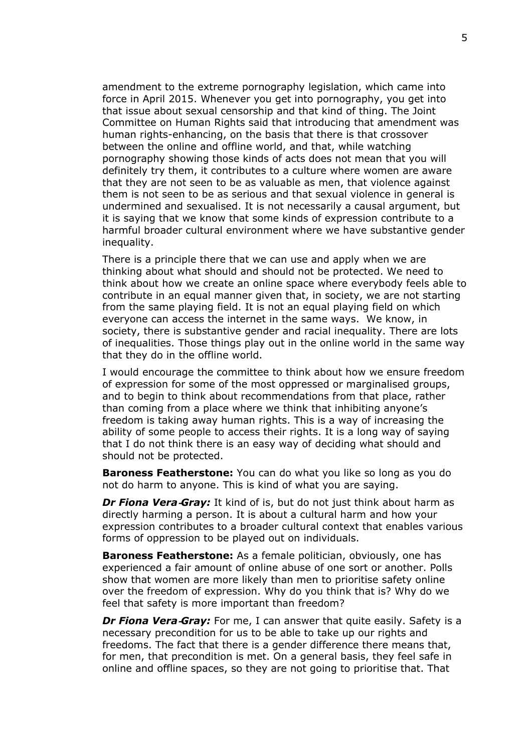amendment to the extreme pornography legislation, which came into force in April 2015. Whenever you get into pornography, you get into that issue about sexual censorship and that kind of thing. The Joint Committee on Human Rights said that introducing that amendment was human rights-enhancing, on the basis that there is that crossover between the online and offline world, and that, while watching pornography showing those kinds of acts does not mean that you will definitely try them, it contributes to a culture where women are aware that they are not seen to be as valuable as men, that violence against them is not seen to be as serious and that sexual violence in general is undermined and sexualised. It is not necessarily a causal argument, but it is saying that we know that some kinds of expression contribute to a harmful broader cultural environment where we have substantive gender inequality.

There is a principle there that we can use and apply when we are thinking about what should and should not be protected. We need to think about how we create an online space where everybody feels able to contribute in an equal manner given that, in society, we are not starting from the same playing field. It is not an equal playing field on which everyone can access the internet in the same ways. We know, in society, there is substantive gender and racial inequality. There are lots of inequalities. Those things play out in the online world in the same way that they do in the offline world.

I would encourage the committee to think about how we ensure freedom of expression for some of the most oppressed or marginalised groups, and to begin to think about recommendations from that place, rather than coming from a place where we think that inhibiting anyone's freedom is taking away human rights. This is a way of increasing the ability of some people to access their rights. It is a long way of saying that I do not think there is an easy way of deciding what should and should not be protected.

**Baroness Featherstone:** You can do what you like so long as you do not do harm to anyone. This is kind of what you are saying.

***Dr Fiona Vera-Gray:*** It kind of is, but do not just think about harm as directly harming a person. It is about a cultural harm and how your expression contributes to a broader cultural context that enables various forms of oppression to be played out on individuals.

**Baroness Featherstone:** As a female politician, obviously, one has experienced a fair amount of online abuse of one sort or another. Polls show that women are more likely than men to prioritise safety online over the freedom of expression. Why do you think that is? Why do we feel that safety is more important than freedom?

***Dr Fiona Vera-Gray:*** For me, I can answer that quite easily. Safety is a necessary precondition for us to be able to take up our rights and freedoms. The fact that there is a gender difference there means that, for men, that precondition is met. On a general basis, they feel safe in online and offline spaces, so they are not going to prioritise that. That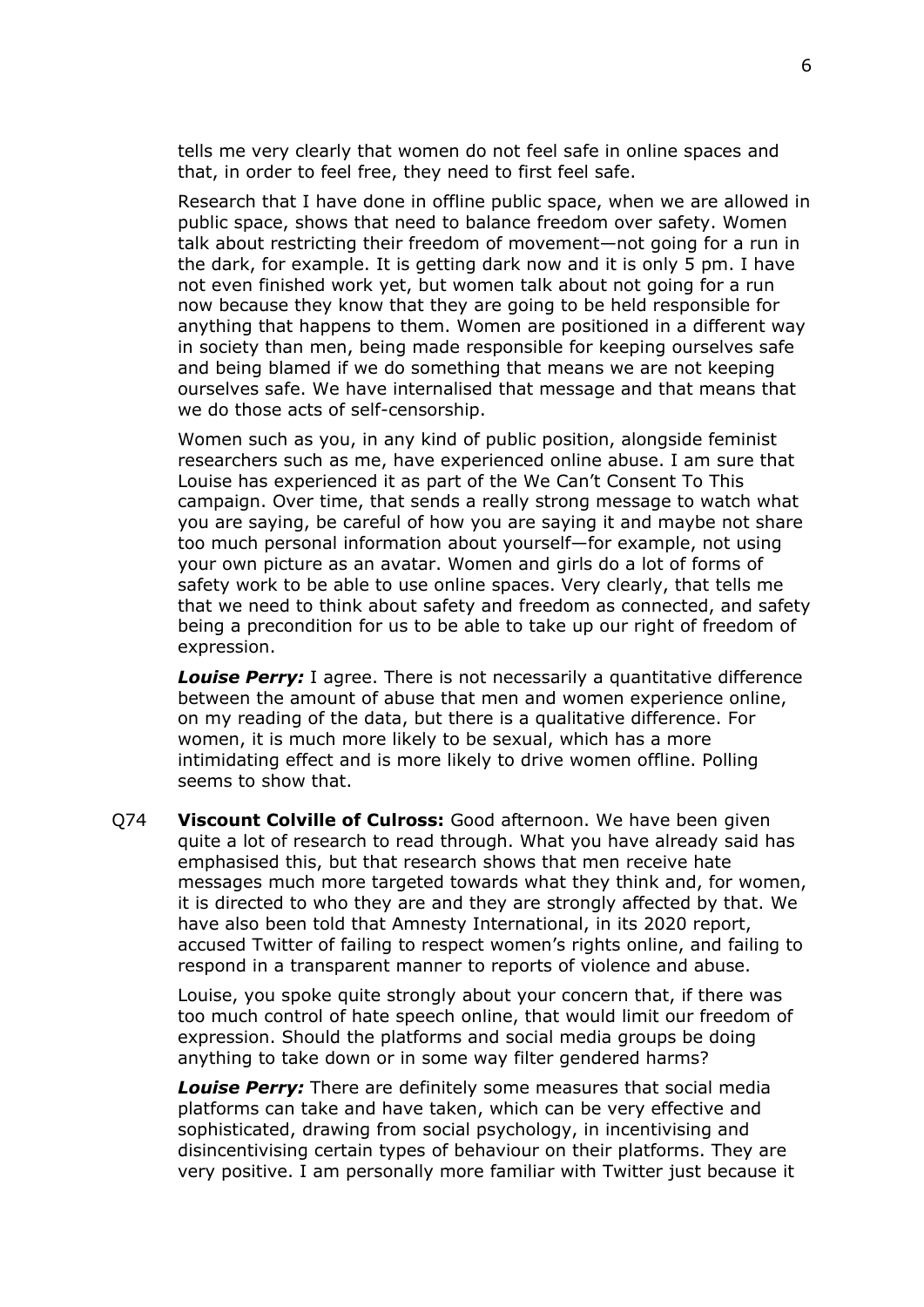tells me very clearly that women do not feel safe in online spaces and that, in order to feel free, they need to first feel safe.

Research that I have done in offline public space, when we are allowed in public space, shows that need to balance freedom over safety. Women talk about restricting their freedom of movement—not going for a run in the dark, for example. It is getting dark now and it is only 5 pm. I have not even finished work yet, but women talk about not going for a run now because they know that they are going to be held responsible for anything that happens to them. Women are positioned in a different way in society than men, being made responsible for keeping ourselves safe and being blamed if we do something that means we are not keeping ourselves safe. We have internalised that message and that means that we do those acts of self-censorship.

Women such as you, in any kind of public position, alongside feminist researchers such as me, have experienced online abuse. I am sure that Louise has experienced it as part of the We Can't Consent To This campaign. Over time, that sends a really strong message to watch what you are saying, be careful of how you are saying it and maybe not share too much personal information about yourself—for example, not using your own picture as an avatar. Women and girls do a lot of forms of safety work to be able to use online spaces. Very clearly, that tells me that we need to think about safety and freedom as connected, and safety being a precondition for us to be able to take up our right of freedom of expression.

***Louise Perry:*** I agree. There is not necessarily a quantitative difference between the amount of abuse that men and women experience online, on my reading of the data, but there is a qualitative difference. For women, it is much more likely to be sexual, which has a more intimidating effect and is more likely to drive women offline. Polling seems to show that.

Q74 **Viscount Colville of Culross:** Good afternoon. We have been given quite a lot of research to read through. What you have already said has emphasised this, but that research shows that men receive hate messages much more targeted towards what they think and, for women, it is directed to who they are and they are strongly affected by that. We have also been told that Amnesty International, in its 2020 report, accused Twitter of failing to respect women's rights online, and failing to respond in a transparent manner to reports of violence and abuse.

Louise, you spoke quite strongly about your concern that, if there was too much control of hate speech online, that would limit our freedom of expression. Should the platforms and social media groups be doing anything to take down or in some way filter gendered harms?

***Louise Perry:*** There are definitely some measures that social media platforms can take and have taken, which can be very effective and sophisticated, drawing from social psychology, in incentivising and disincentivising certain types of behaviour on their platforms. They are very positive. I am personally more familiar with Twitter just because it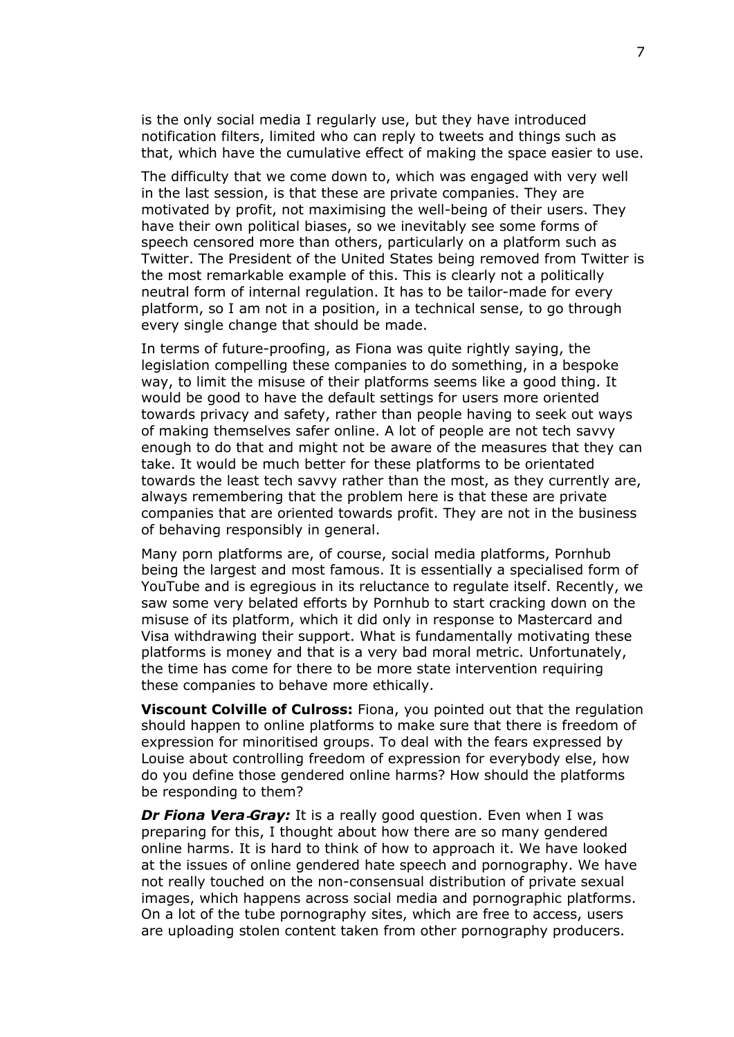is the only social media I regularly use, but they have introduced notification filters, limited who can reply to tweets and things such as that, which have the cumulative effect of making the space easier to use.

The difficulty that we come down to, which was engaged with very well in the last session, is that these are private companies. They are motivated by profit, not maximising the well-being of their users. They have their own political biases, so we inevitably see some forms of speech censored more than others, particularly on a platform such as Twitter. The President of the United States being removed from Twitter is the most remarkable example of this. This is clearly not a politically neutral form of internal regulation. It has to be tailor-made for every platform, so I am not in a position, in a technical sense, to go through every single change that should be made.

In terms of future-proofing, as Fiona was quite rightly saying, the legislation compelling these companies to do something, in a bespoke way, to limit the misuse of their platforms seems like a good thing. It would be good to have the default settings for users more oriented towards privacy and safety, rather than people having to seek out ways of making themselves safer online. A lot of people are not tech savvy enough to do that and might not be aware of the measures that they can take. It would be much better for these platforms to be orientated towards the least tech savvy rather than the most, as they currently are, always remembering that the problem here is that these are private companies that are oriented towards profit. They are not in the business of behaving responsibly in general.

Many porn platforms are, of course, social media platforms, Pornhub being the largest and most famous. It is essentially a specialised form of YouTube and is egregious in its reluctance to regulate itself. Recently, we saw some very belated efforts by Pornhub to start cracking down on the misuse of its platform, which it did only in response to Mastercard and Visa withdrawing their support. What is fundamentally motivating these platforms is money and that is a very bad moral metric. Unfortunately, the time has come for there to be more state intervention requiring these companies to behave more ethically.

**Viscount Colville of Culross:** Fiona, you pointed out that the regulation should happen to online platforms to make sure that there is freedom of expression for minoritised groups. To deal with the fears expressed by Louise about controlling freedom of expression for everybody else, how do you define those gendered online harms? How should the platforms be responding to them?

***Dr Fiona Vera-Gray:*** It is a really good question. Even when I was preparing for this, I thought about how there are so many gendered online harms. It is hard to think of how to approach it. We have looked at the issues of online gendered hate speech and pornography. We have not really touched on the non-consensual distribution of private sexual images, which happens across social media and pornographic platforms. On a lot of the tube pornography sites, which are free to access, users are uploading stolen content taken from other pornography producers.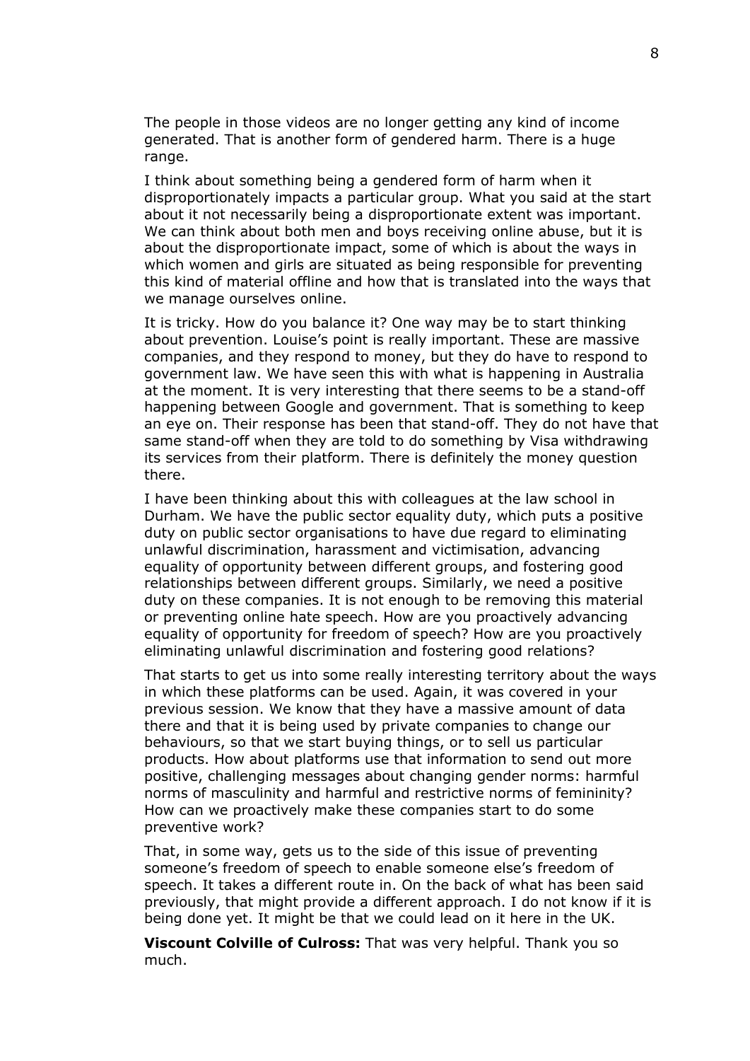The people in those videos are no longer getting any kind of income generated. That is another form of gendered harm. There is a huge range.

I think about something being a gendered form of harm when it disproportionately impacts a particular group. What you said at the start about it not necessarily being a disproportionate extent was important. We can think about both men and boys receiving online abuse, but it is about the disproportionate impact, some of which is about the ways in which women and girls are situated as being responsible for preventing this kind of material offline and how that is translated into the ways that we manage ourselves online.

It is tricky. How do you balance it? One way may be to start thinking about prevention. Louise's point is really important. These are massive companies, and they respond to money, but they do have to respond to government law. We have seen this with what is happening in Australia at the moment. It is very interesting that there seems to be a stand-off happening between Google and government. That is something to keep an eye on. Their response has been that stand-off. They do not have that same stand-off when they are told to do something by Visa withdrawing its services from their platform. There is definitely the money question there.

I have been thinking about this with colleagues at the law school in Durham. We have the public sector equality duty, which puts a positive duty on public sector organisations to have due regard to eliminating unlawful discrimination, harassment and victimisation, advancing equality of opportunity between different groups, and fostering good relationships between different groups. Similarly, we need a positive duty on these companies. It is not enough to be removing this material or preventing online hate speech. How are you proactively advancing equality of opportunity for freedom of speech? How are you proactively eliminating unlawful discrimination and fostering good relations?

That starts to get us into some really interesting territory about the ways in which these platforms can be used. Again, it was covered in your previous session. We know that they have a massive amount of data there and that it is being used by private companies to change our behaviours, so that we start buying things, or to sell us particular products. How about platforms use that information to send out more positive, challenging messages about changing gender norms: harmful norms of masculinity and harmful and restrictive norms of femininity? How can we proactively make these companies start to do some preventive work?

That, in some way, gets us to the side of this issue of preventing someone's freedom of speech to enable someone else's freedom of speech. It takes a different route in. On the back of what has been said previously, that might provide a different approach. I do not know if it is being done yet. It might be that we could lead on it here in the UK.

**Viscount Colville of Culross:** That was very helpful. Thank you so much.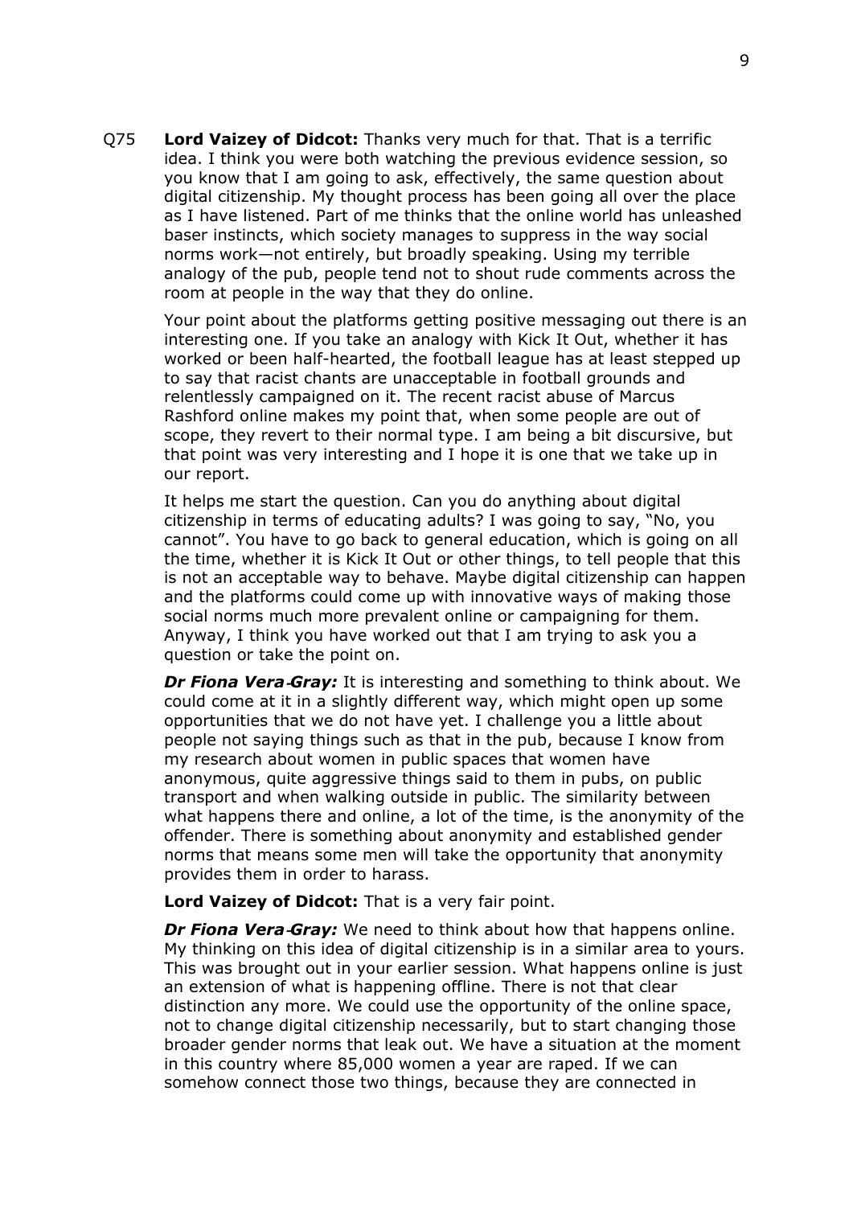Q75 **Lord Vaizey of Didcot:** Thanks very much for that. That is a terrific idea. I think you were both watching the previous evidence session, so you know that I am going to ask, effectively, the same question about digital citizenship. My thought process has been going all over the place as I have listened. Part of me thinks that the online world has unleashed baser instincts, which society manages to suppress in the way social norms work—not entirely, but broadly speaking. Using my terrible analogy of the pub, people tend not to shout rude comments across the room at people in the way that they do online.

Your point about the platforms getting positive messaging out there is an interesting one. If you take an analogy with Kick It Out, whether it has worked or been half-hearted, the football league has at least stepped up to say that racist chants are unacceptable in football grounds and relentlessly campaigned on it. The recent racist abuse of Marcus Rashford online makes my point that, when some people are out of scope, they revert to their normal type. I am being a bit discursive, but that point was very interesting and I hope it is one that we take up in our report.

It helps me start the question. Can you do anything about digital citizenship in terms of educating adults? I was going to say, "No, you cannot". You have to go back to general education, which is going on all the time, whether it is Kick It Out or other things, to tell people that this is not an acceptable way to behave. Maybe digital citizenship can happen and the platforms could come up with innovative ways of making those social norms much more prevalent online or campaigning for them. Anyway, I think you have worked out that I am trying to ask you a question or take the point on.

***Dr Fiona Vera-Gray:*** It is interesting and something to think about. We could come at it in a slightly different way, which might open up some opportunities that we do not have yet. I challenge you a little about people not saying things such as that in the pub, because I know from my research about women in public spaces that women have anonymous, quite aggressive things said to them in pubs, on public transport and when walking outside in public. The similarity between what happens there and online, a lot of the time, is the anonymity of the offender. There is something about anonymity and established gender norms that means some men will take the opportunity that anonymity provides them in order to harass.

**Lord Vaizey of Didcot:** That is a very fair point.

***Dr Fiona Vera-Gray:*** We need to think about how that happens online. My thinking on this idea of digital citizenship is in a similar area to yours. This was brought out in your earlier session. What happens online is just an extension of what is happening offline. There is not that clear distinction any more. We could use the opportunity of the online space, not to change digital citizenship necessarily, but to start changing those broader gender norms that leak out. We have a situation at the moment in this country where 85,000 women a year are raped. If we can somehow connect those two things, because they are connected in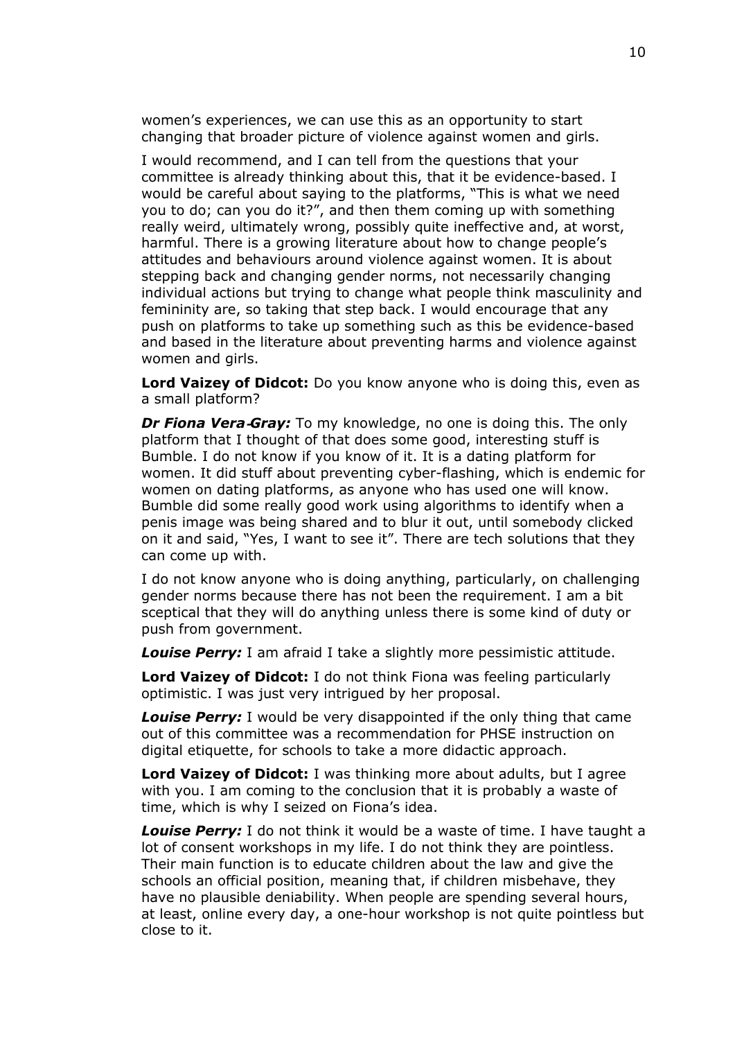women's experiences, we can use this as an opportunity to start changing that broader picture of violence against women and girls.

I would recommend, and I can tell from the questions that your committee is already thinking about this, that it be evidence-based. I would be careful about saying to the platforms, "This is what we need you to do; can you do it?", and then them coming up with something really weird, ultimately wrong, possibly quite ineffective and, at worst, harmful. There is a growing literature about how to change people's attitudes and behaviours around violence against women. It is about stepping back and changing gender norms, not necessarily changing individual actions but trying to change what people think masculinity and femininity are, so taking that step back. I would encourage that any push on platforms to take up something such as this be evidence-based and based in the literature about preventing harms and violence against women and girls.

**Lord Vaizey of Didcot:** Do you know anyone who is doing this, even as a small platform?

***Dr Fiona Vera-Gray:*** To my knowledge, no one is doing this. The only platform that I thought of that does some good, interesting stuff is Bumble. I do not know if you know of it. It is a dating platform for women. It did stuff about preventing cyber-flashing, which is endemic for women on dating platforms, as anyone who has used one will know. Bumble did some really good work using algorithms to identify when a penis image was being shared and to blur it out, until somebody clicked on it and said, "Yes, I want to see it". There are tech solutions that they can come up with.

I do not know anyone who is doing anything, particularly, on challenging gender norms because there has not been the requirement. I am a bit sceptical that they will do anything unless there is some kind of duty or push from government.

***Louise Perry:*** I am afraid I take a slightly more pessimistic attitude.

**Lord Vaizey of Didcot:** I do not think Fiona was feeling particularly optimistic. I was just very intrigued by her proposal.

***Louise Perry:*** I would be very disappointed if the only thing that came out of this committee was a recommendation for PHSE instruction on digital etiquette, for schools to take a more didactic approach.

**Lord Vaizey of Didcot:** I was thinking more about adults, but I agree with you. I am coming to the conclusion that it is probably a waste of time, which is why I seized on Fiona's idea.

***Louise Perry:*** I do not think it would be a waste of time. I have taught a lot of consent workshops in my life. I do not think they are pointless. Their main function is to educate children about the law and give the schools an official position, meaning that, if children misbehave, they have no plausible deniability. When people are spending several hours, at least, online every day, a one-hour workshop is not quite pointless but close to it.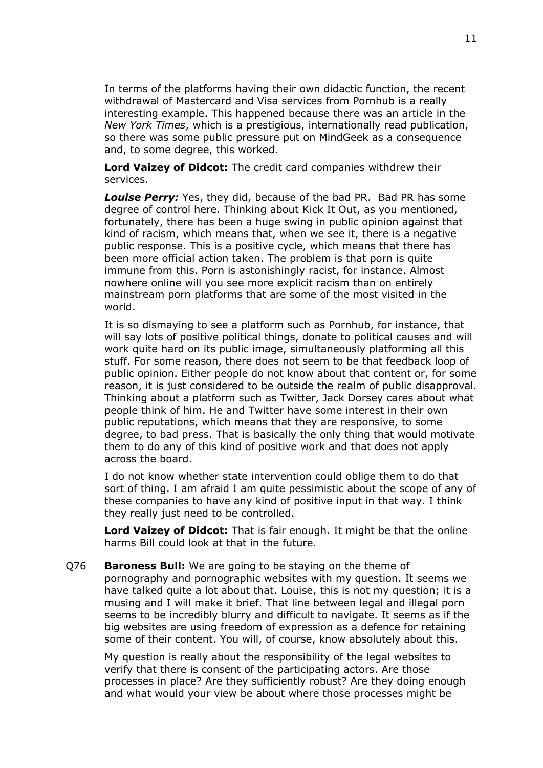In terms of the platforms having their own didactic function, the recent withdrawal of Mastercard and Visa services from Pornhub is a really interesting example. This happened because there was an article in the *New York Times*, which is a prestigious, internationally read publication, so there was some public pressure put on MindGeek as a consequence and, to some degree, this worked.

**Lord Vaizey of Didcot:** The credit card companies withdrew their services.

***Louise Perry:*** Yes, they did, because of the bad PR. Bad PR has some degree of control here. Thinking about Kick It Out, as you mentioned, fortunately, there has been a huge swing in public opinion against that kind of racism, which means that, when we see it, there is a negative public response. This is a positive cycle, which means that there has been more official action taken. The problem is that porn is quite immune from this. Porn is astonishingly racist, for instance. Almost nowhere online will you see more explicit racism than on entirely mainstream porn platforms that are some of the most visited in the world.

It is so dismaying to see a platform such as Pornhub, for instance, that will say lots of positive political things, donate to political causes and will work quite hard on its public image, simultaneously platforming all this stuff. For some reason, there does not seem to be that feedback loop of public opinion. Either people do not know about that content or, for some reason, it is just considered to be outside the realm of public disapproval. Thinking about a platform such as Twitter, Jack Dorsey cares about what people think of him. He and Twitter have some interest in their own public reputations, which means that they are responsive, to some degree, to bad press. That is basically the only thing that would motivate them to do any of this kind of positive work and that does not apply across the board.

I do not know whether state intervention could oblige them to do that sort of thing. I am afraid I am quite pessimistic about the scope of any of these companies to have any kind of positive input in that way. I think they really just need to be controlled.

**Lord Vaizey of Didcot:** That is fair enough. It might be that the online harms Bill could look at that in the future.

Q76 **Baroness Bull:** We are going to be staying on the theme of pornography and pornographic websites with my question. It seems we have talked quite a lot about that. Louise, this is not my question; it is a musing and I will make it brief. That line between legal and illegal porn seems to be incredibly blurry and difficult to navigate. It seems as if the big websites are using freedom of expression as a defence for retaining some of their content. You will, of course, know absolutely about this.

My question is really about the responsibility of the legal websites to verify that there is consent of the participating actors. Are those processes in place? Are they sufficiently robust? Are they doing enough and what would your view be about where those processes might be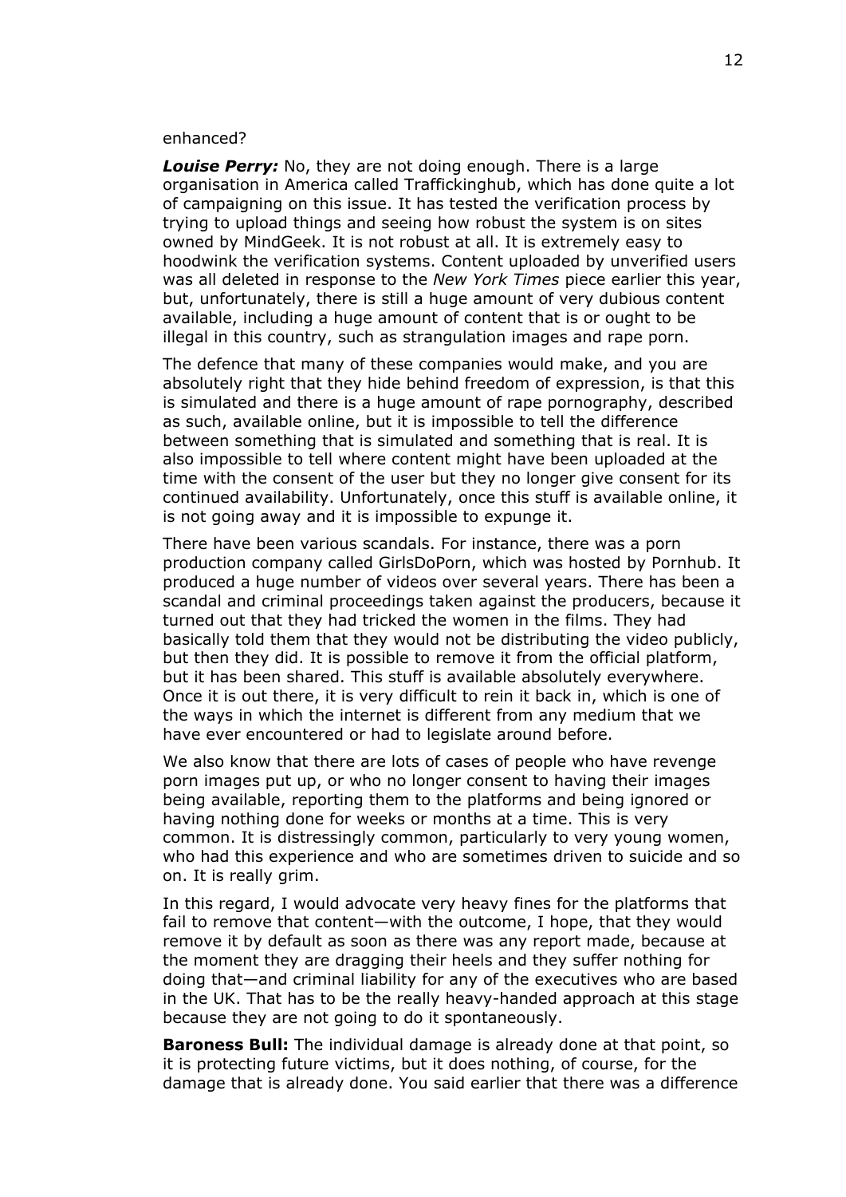enhanced?

***Louise Perry:*** No, they are not doing enough. There is a large organisation in America called Traffickinghub, which has done quite a lot of campaigning on this issue. It has tested the verification process by trying to upload things and seeing how robust the system is on sites owned by MindGeek. It is not robust at all. It is extremely easy to hoodwink the verification systems. Content uploaded by unverified users was all deleted in response to the *New York Times* piece earlier this year, but, unfortunately, there is still a huge amount of very dubious content available, including a huge amount of content that is or ought to be illegal in this country, such as strangulation images and rape porn.

The defence that many of these companies would make, and you are absolutely right that they hide behind freedom of expression, is that this is simulated and there is a huge amount of rape pornography, described as such, available online, but it is impossible to tell the difference between something that is simulated and something that is real. It is also impossible to tell where content might have been uploaded at the time with the consent of the user but they no longer give consent for its continued availability. Unfortunately, once this stuff is available online, it is not going away and it is impossible to expunge it.

There have been various scandals. For instance, there was a porn production company called GirlsDoPorn, which was hosted by Pornhub. It produced a huge number of videos over several years. There has been a scandal and criminal proceedings taken against the producers, because it turned out that they had tricked the women in the films. They had basically told them that they would not be distributing the video publicly, but then they did. It is possible to remove it from the official platform, but it has been shared. This stuff is available absolutely everywhere. Once it is out there, it is very difficult to rein it back in, which is one of the ways in which the internet is different from any medium that we have ever encountered or had to legislate around before.

We also know that there are lots of cases of people who have revenge porn images put up, or who no longer consent to having their images being available, reporting them to the platforms and being ignored or having nothing done for weeks or months at a time. This is very common. It is distressingly common, particularly to very young women, who had this experience and who are sometimes driven to suicide and so on. It is really grim.

In this regard, I would advocate very heavy fines for the platforms that fail to remove that content—with the outcome, I hope, that they would remove it by default as soon as there was any report made, because at the moment they are dragging their heels and they suffer nothing for doing that—and criminal liability for any of the executives who are based in the UK. That has to be the really heavy-handed approach at this stage because they are not going to do it spontaneously.

**Baroness Bull:** The individual damage is already done at that point, so it is protecting future victims, but it does nothing, of course, for the damage that is already done. You said earlier that there was a difference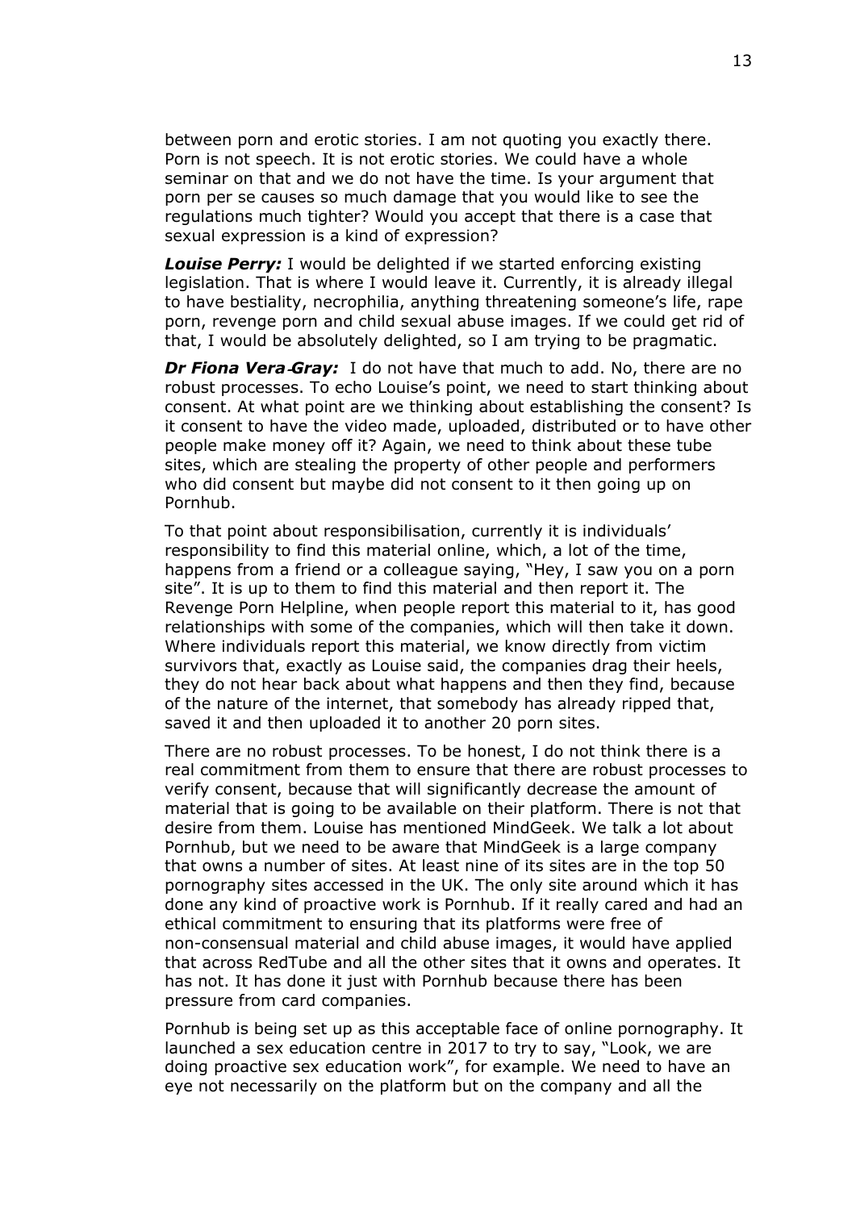between porn and erotic stories. I am not quoting you exactly there. Porn is not speech. It is not erotic stories. We could have a whole seminar on that and we do not have the time. Is your argument that porn per se causes so much damage that you would like to see the regulations much tighter? Would you accept that there is a case that sexual expression is a kind of expression?

***Louise Perry:*** I would be delighted if we started enforcing existing legislation. That is where I would leave it. Currently, it is already illegal to have bestiality, necrophilia, anything threatening someone's life, rape porn, revenge porn and child sexual abuse images. If we could get rid of that, I would be absolutely delighted, so I am trying to be pragmatic.

***Dr Fiona Vera-Gray:*** I do not have that much to add. No, there are no robust processes. To echo Louise's point, we need to start thinking about consent. At what point are we thinking about establishing the consent? Is it consent to have the video made, uploaded, distributed or to have other people make money off it? Again, we need to think about these tube sites, which are stealing the property of other people and performers who did consent but maybe did not consent to it then going up on Pornhub.

To that point about responsibilisation, currently it is individuals' responsibility to find this material online, which, a lot of the time, happens from a friend or a colleague saying, "Hey, I saw you on a porn site". It is up to them to find this material and then report it. The Revenge Porn Helpline, when people report this material to it, has good relationships with some of the companies, which will then take it down. Where individuals report this material, we know directly from victim survivors that, exactly as Louise said, the companies drag their heels, they do not hear back about what happens and then they find, because of the nature of the internet, that somebody has already ripped that, saved it and then uploaded it to another 20 porn sites.

There are no robust processes. To be honest, I do not think there is a real commitment from them to ensure that there are robust processes to verify consent, because that will significantly decrease the amount of material that is going to be available on their platform. There is not that desire from them. Louise has mentioned MindGeek. We talk a lot about Pornhub, but we need to be aware that MindGeek is a large company that owns a number of sites. At least nine of its sites are in the top 50 pornography sites accessed in the UK. The only site around which it has done any kind of proactive work is Pornhub. If it really cared and had an ethical commitment to ensuring that its platforms were free of non-consensual material and child abuse images, it would have applied that across RedTube and all the other sites that it owns and operates. It has not. It has done it just with Pornhub because there has been pressure from card companies.

Pornhub is being set up as this acceptable face of online pornography. It launched a sex education centre in 2017 to try to say, "Look, we are doing proactive sex education work", for example. We need to have an eye not necessarily on the platform but on the company and all the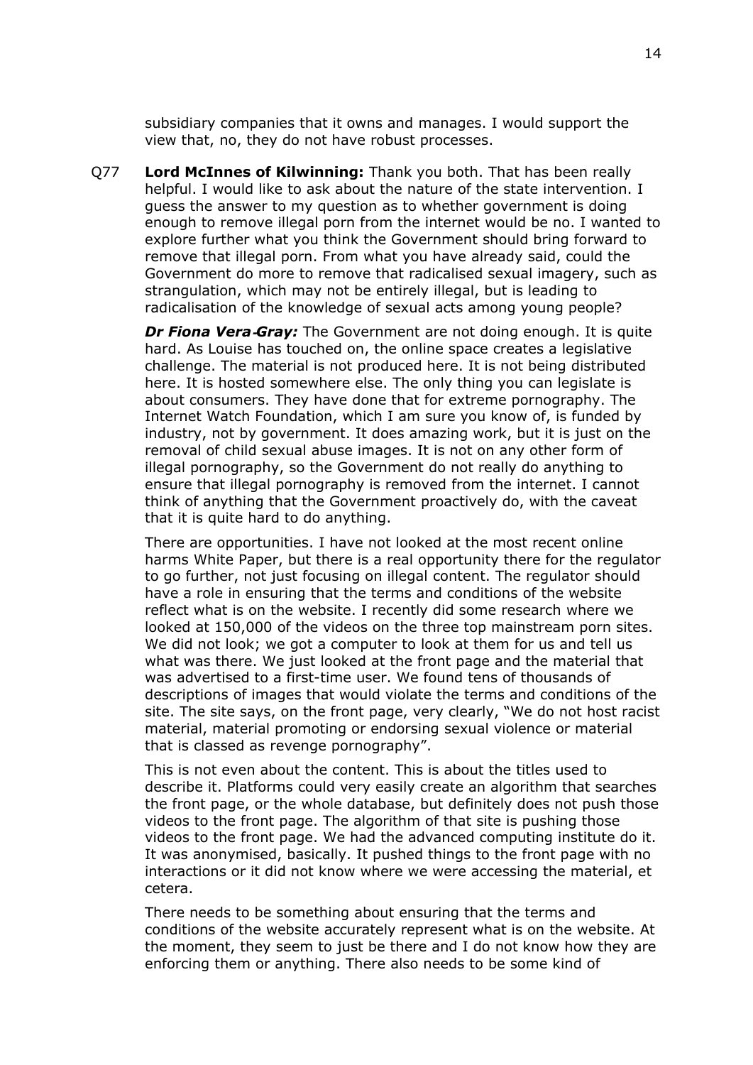subsidiary companies that it owns and manages. I would support the view that, no, they do not have robust processes.

Q77 **Lord McInnes of Kilwinning:** Thank you both. That has been really helpful. I would like to ask about the nature of the state intervention. I guess the answer to my question as to whether government is doing enough to remove illegal porn from the internet would be no. I wanted to explore further what you think the Government should bring forward to remove that illegal porn. From what you have already said, could the Government do more to remove that radicalised sexual imagery, such as strangulation, which may not be entirely illegal, but is leading to radicalisation of the knowledge of sexual acts among young people?

***Dr Fiona Vera-Gray:*** The Government are not doing enough. It is quite hard. As Louise has touched on, the online space creates a legislative challenge. The material is not produced here. It is not being distributed here. It is hosted somewhere else. The only thing you can legislate is about consumers. They have done that for extreme pornography. The Internet Watch Foundation, which I am sure you know of, is funded by industry, not by government. It does amazing work, but it is just on the removal of child sexual abuse images. It is not on any other form of illegal pornography, so the Government do not really do anything to ensure that illegal pornography is removed from the internet. I cannot think of anything that the Government proactively do, with the caveat that it is quite hard to do anything.

There are opportunities. I have not looked at the most recent online harms White Paper, but there is a real opportunity there for the regulator to go further, not just focusing on illegal content. The regulator should have a role in ensuring that the terms and conditions of the website reflect what is on the website. I recently did some research where we looked at 150,000 of the videos on the three top mainstream porn sites. We did not look; we got a computer to look at them for us and tell us what was there. We just looked at the front page and the material that was advertised to a first-time user. We found tens of thousands of descriptions of images that would violate the terms and conditions of the site. The site says, on the front page, very clearly, "We do not host racist material, material promoting or endorsing sexual violence or material that is classed as revenge pornography".

This is not even about the content. This is about the titles used to describe it. Platforms could very easily create an algorithm that searches the front page, or the whole database, but definitely does not push those videos to the front page. The algorithm of that site is pushing those videos to the front page. We had the advanced computing institute do it. It was anonymised, basically. It pushed things to the front page with no interactions or it did not know where we were accessing the material, et cetera.

There needs to be something about ensuring that the terms and conditions of the website accurately represent what is on the website. At the moment, they seem to just be there and I do not know how they are enforcing them or anything. There also needs to be some kind of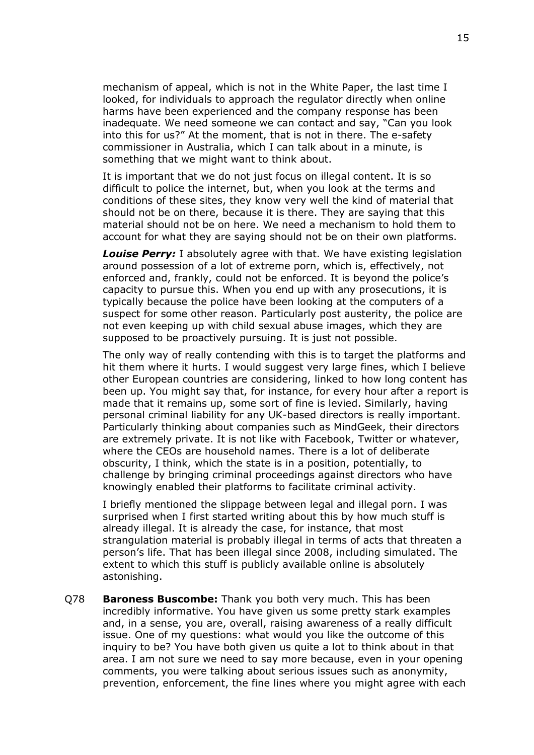mechanism of appeal, which is not in the White Paper, the last time I looked, for individuals to approach the regulator directly when online harms have been experienced and the company response has been inadequate. We need someone we can contact and say, "Can you look into this for us?" At the moment, that is not in there. The e-safety commissioner in Australia, which I can talk about in a minute, is something that we might want to think about.

It is important that we do not just focus on illegal content. It is so difficult to police the internet, but, when you look at the terms and conditions of these sites, they know very well the kind of material that should not be on there, because it is there. They are saying that this material should not be on here. We need a mechanism to hold them to account for what they are saying should not be on their own platforms.

***Louise Perry:*** I absolutely agree with that. We have existing legislation around possession of a lot of extreme porn, which is, effectively, not enforced and, frankly, could not be enforced. It is beyond the police's capacity to pursue this. When you end up with any prosecutions, it is typically because the police have been looking at the computers of a suspect for some other reason. Particularly post austerity, the police are not even keeping up with child sexual abuse images, which they are supposed to be proactively pursuing. It is just not possible.

The only way of really contending with this is to target the platforms and hit them where it hurts. I would suggest very large fines, which I believe other European countries are considering, linked to how long content has been up. You might say that, for instance, for every hour after a report is made that it remains up, some sort of fine is levied. Similarly, having personal criminal liability for any UK-based directors is really important. Particularly thinking about companies such as MindGeek, their directors are extremely private. It is not like with Facebook, Twitter or whatever, where the CEOs are household names. There is a lot of deliberate obscurity, I think, which the state is in a position, potentially, to challenge by bringing criminal proceedings against directors who have knowingly enabled their platforms to facilitate criminal activity.

I briefly mentioned the slippage between legal and illegal porn. I was surprised when I first started writing about this by how much stuff is already illegal. It is already the case, for instance, that most strangulation material is probably illegal in terms of acts that threaten a person's life. That has been illegal since 2008, including simulated. The extent to which this stuff is publicly available online is absolutely astonishing.

Q78 **Baroness Buscombe:** Thank you both very much. This has been incredibly informative. You have given us some pretty stark examples and, in a sense, you are, overall, raising awareness of a really difficult issue. One of my questions: what would you like the outcome of this inquiry to be? You have both given us quite a lot to think about in that area. I am not sure we need to say more because, even in your opening comments, you were talking about serious issues such as anonymity, prevention, enforcement, the fine lines where you might agree with each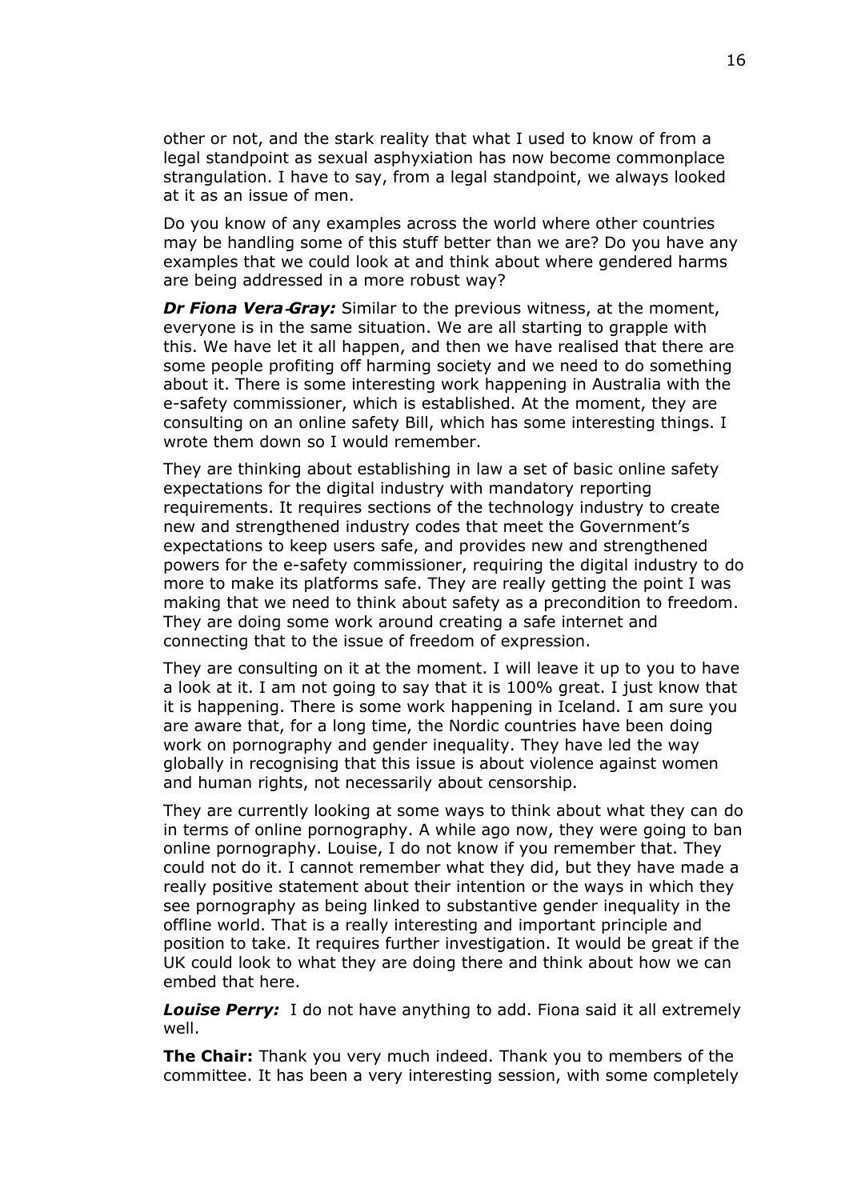other or not, and the stark reality that what I used to know of from a legal standpoint as sexual asphyxiation has now become commonplace strangulation. I have to say, from a legal standpoint, we always looked at it as an issue of men.

Do you know of any examples across the world where other countries may be handling some of this stuff better than we are? Do you have any examples that we could look at and think about where gendered harms are being addressed in a more robust way?

***Dr Fiona Vera-Gray:*** Similar to the previous witness, at the moment, everyone is in the same situation. We are all starting to grapple with this. We have let it all happen, and then we have realised that there are some people profiting off harming society and we need to do something about it. There is some interesting work happening in Australia with the e-safety commissioner, which is established. At the moment, they are consulting on an online safety Bill, which has some interesting things. I wrote them down so I would remember.

They are thinking about establishing in law a set of basic online safety expectations for the digital industry with mandatory reporting requirements. It requires sections of the technology industry to create new and strengthened industry codes that meet the Government's expectations to keep users safe, and provides new and strengthened powers for the e-safety commissioner, requiring the digital industry to do more to make its platforms safe. They are really getting the point I was making that we need to think about safety as a precondition to freedom. They are doing some work around creating a safe internet and connecting that to the issue of freedom of expression.

They are consulting on it at the moment. I will leave it up to you to have a look at it. I am not going to say that it is 100% great. I just know that it is happening. There is some work happening in Iceland. I am sure you are aware that, for a long time, the Nordic countries have been doing work on pornography and gender inequality. They have led the way globally in recognising that this issue is about violence against women and human rights, not necessarily about censorship.

They are currently looking at some ways to think about what they can do in terms of online pornography. A while ago now, they were going to ban online pornography. Louise, I do not know if you remember that. They could not do it. I cannot remember what they did, but they have made a really positive statement about their intention or the ways in which they see pornography as being linked to substantive gender inequality in the offline world. That is a really interesting and important principle and position to take. It requires further investigation. It would be great if the UK could look to what they are doing there and think about how we can embed that here.

***Louise Perry:*** I do not have anything to add. Fiona said it all extremely well.

**The Chair:** Thank you very much indeed. Thank you to members of the committee. It has been a very interesting session, with some completely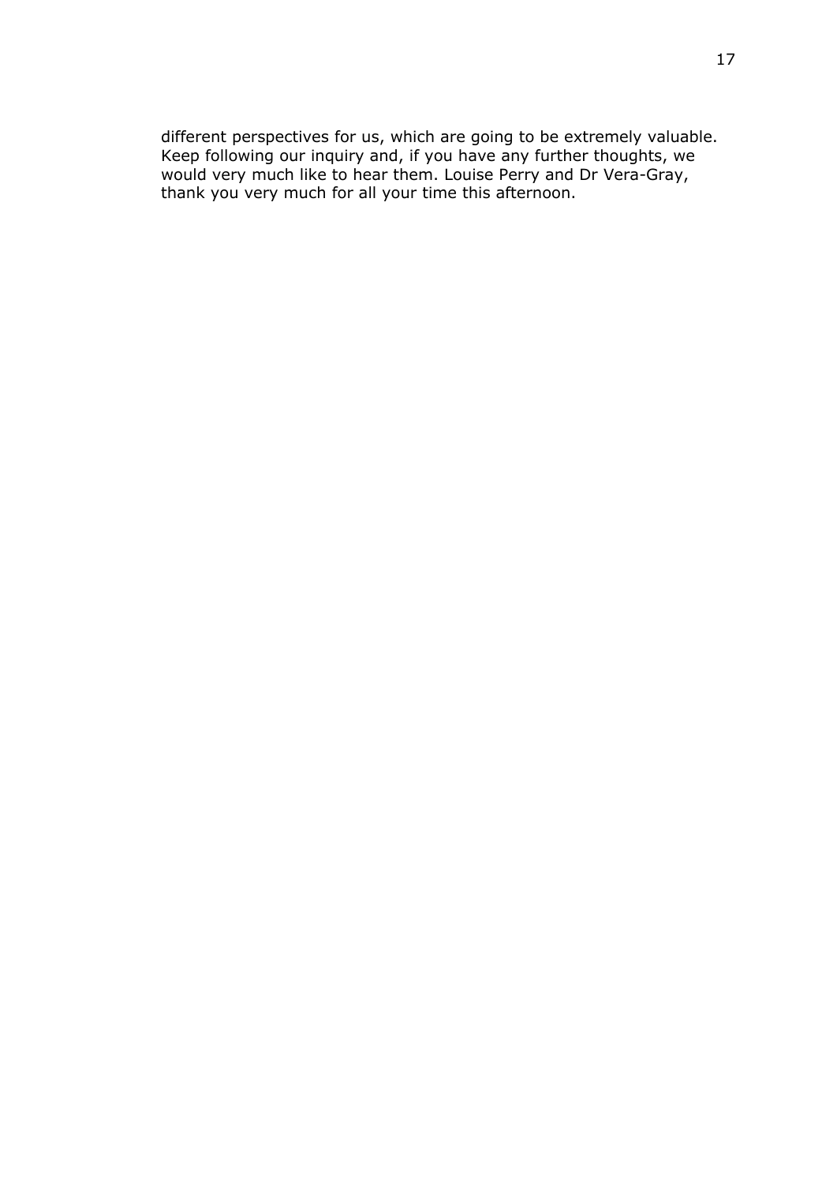different perspectives for us, which are going to be extremely valuable. Keep following our inquiry and, if you have any further thoughts, we would very much like to hear them. Louise Perry and Dr Vera-Gray, thank you very much for all your time this afternoon.